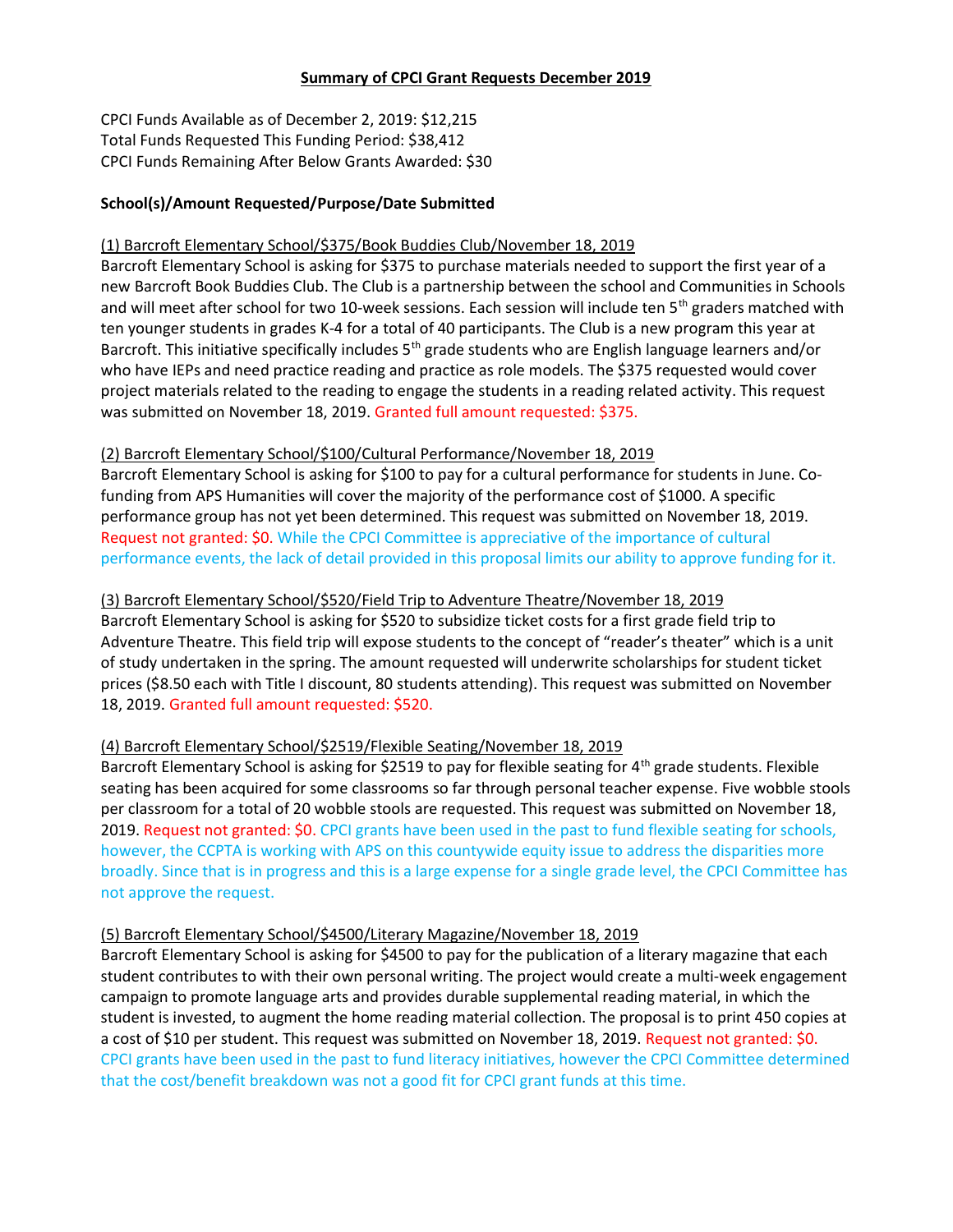# Summary of CPCI Grant Requests December 2019

CPCI Funds Available as of December 2, 2019: $12,215
Total Funds Requested This Funding Period: $38,412
CPCI Funds Remaining After Below Grants Awarded: $30

**School(s)/Amount Requested/Purpose/Date Submitted**

(1) Barcroft Elementary School/$375/Book Buddies Club/November 18, 2019

Barcroft Elementary School is asking for $375 to purchase materials needed to support the first year of a new Barcroft Book Buddies Club. The Club is a partnership between the school and Communities in Schools and will meet after school for two 10-week sessions. Each session will include ten 5th graders matched with ten younger students in grades K-4 for a total of 40 participants. The Club is a new program this year at Barcroft. This initiative specifically includes 5th grade students who are English language learners and/or who have IEPs and need practice reading and practice as role models. The $375 requested would cover project materials related to the reading to engage the students in a reading related activity. This request was submitted on November 18, 2019. Granted full amount requested: $375.

(2) Barcroft Elementary School/$100/Cultural Performance/November 18, 2019

Barcroft Elementary School is asking for $100 to pay for a cultural performance for students in June. Co-funding from APS Humanities will cover the majority of the performance cost of $1000. A specific performance group has not yet been determined. This request was submitted on November 18, 2019. Request not granted: $0. While the CPCI Committee is appreciative of the importance of cultural performance events, the lack of detail provided in this proposal limits our ability to approve funding for it.

(3) Barcroft Elementary School/$520/Field Trip to Adventure Theatre/November 18, 2019

Barcroft Elementary School is asking for $520 to subsidize ticket costs for a first grade field trip to Adventure Theatre. This field trip will expose students to the concept of "reader's theater" which is a unit of study undertaken in the spring. The amount requested will underwrite scholarships for student ticket prices ($8.50 each with Title I discount, 80 students attending). This request was submitted on November 18, 2019. Granted full amount requested: $520.

(4) Barcroft Elementary School/$2519/Flexible Seating/November 18, 2019

Barcroft Elementary School is asking for $2519 to pay for flexible seating for 4th grade students. Flexible seating has been acquired for some classrooms so far through personal teacher expense. Five wobble stools per classroom for a total of 20 wobble stools are requested. This request was submitted on November 18, 2019. Request not granted: $0. CPCI grants have been used in the past to fund flexible seating for schools, however, the CCPTA is working with APS on this countywide equity issue to address the disparities more broadly. Since that is in progress and this is a large expense for a single grade level, the CPCI Committee has not approve the request.

(5) Barcroft Elementary School/$4500/Literary Magazine/November 18, 2019

Barcroft Elementary School is asking for $4500 to pay for the publication of a literary magazine that each student contributes to with their own personal writing. The project would create a multi-week engagement campaign to promote language arts and provides durable supplemental reading material, in which the student is invested, to augment the home reading material collection. The proposal is to print 450 copies at a cost of $10 per student. This request was submitted on November 18, 2019. Request not granted: $0. CPCI grants have been used in the past to fund literacy initiatives, however the CPCI Committee determined that the cost/benefit breakdown was not a good fit for CPCI grant funds at this time.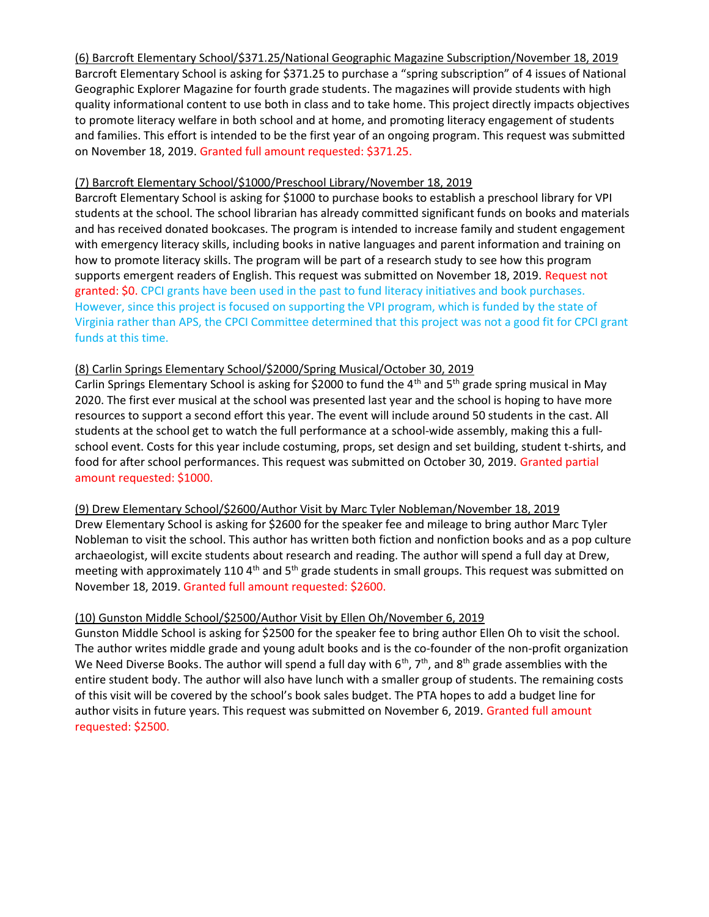<u>(6) Barcroft Elementary School/$371.25/National Geographic Magazine Subscription/November 18, 2019</u>
Barcroft Elementary School is asking for $371.25 to purchase a "spring subscription" of 4 issues of National Geographic Explorer Magazine for fourth grade students. The magazines will provide students with high quality informational content to use both in class and to take home. This project directly impacts objectives to promote literacy welfare in both school and at home, and promoting literacy engagement of students and families. This effort is intended to be the first year of an ongoing program. This request was submitted on November 18, 2019. Granted full amount requested: $371.25.

<u>(7) Barcroft Elementary School/$1000/Preschool Library/November 18, 2019</u>
Barcroft Elementary School is asking for $1000 to purchase books to establish a preschool library for VPI students at the school. The school librarian has already committed significant funds on books and materials and has received donated bookcases. The program is intended to increase family and student engagement with emergency literacy skills, including books in native languages and parent information and training on how to promote literacy skills. The program will be part of a research study to see how this program supports emergent readers of English. This request was submitted on November 18, 2019. Request not granted: $0. CPCI grants have been used in the past to fund literacy initiatives and book purchases. However, since this project is focused on supporting the VPI program, which is funded by the state of Virginia rather than APS, the CPCI Committee determined that this project was not a good fit for CPCI grant funds at this time.

<u>(8) Carlin Springs Elementary School/$2000/Spring Musical/October 30, 2019</u>
Carlin Springs Elementary School is asking for $2000 to fund the 4th and 5th grade spring musical in May 2020. The first ever musical at the school was presented last year and the school is hoping to have more resources to support a second effort this year. The event will include around 50 students in the cast. All students at the school get to watch the full performance at a school-wide assembly, making this a full-school event. Costs for this year include costuming, props, set design and set building, student t-shirts, and food for after school performances. This request was submitted on October 30, 2019. Granted partial amount requested: $1000.

<u>(9) Drew Elementary School/$2600/Author Visit by Marc Tyler Nobleman/November 18, 2019</u>
Drew Elementary School is asking for $2600 for the speaker fee and mileage to bring author Marc Tyler Nobleman to visit the school. This author has written both fiction and nonfiction books and as a pop culture archaeologist, will excite students about research and reading. The author will spend a full day at Drew, meeting with approximately 110 4th and 5th grade students in small groups. This request was submitted on November 18, 2019. Granted full amount requested: $2600.

<u>(10) Gunston Middle School/$2500/Author Visit by Ellen Oh/November 6, 2019</u>
Gunston Middle School is asking for $2500 for the speaker fee to bring author Ellen Oh to visit the school. The author writes middle grade and young adult books and is the co-founder of the non-profit organization We Need Diverse Books. The author will spend a full day with 6th, 7th, and 8th grade assemblies with the entire student body. The author will also have lunch with a smaller group of students. The remaining costs of this visit will be covered by the school's book sales budget. The PTA hopes to add a budget line for author visits in future years. This request was submitted on November 6, 2019. Granted full amount requested: $2500.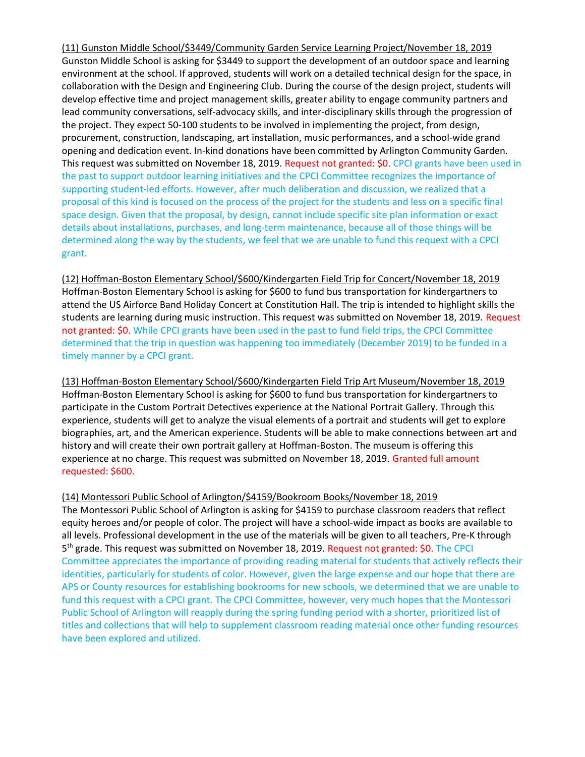(11) Gunston Middle School/$3449/Community Garden Service Learning Project/November 18, 2019

Gunston Middle School is asking for $3449 to support the development of an outdoor space and learning environment at the school. If approved, students will work on a detailed technical design for the space, in collaboration with the Design and Engineering Club. During the course of the design project, students will develop effective time and project management skills, greater ability to engage community partners and lead community conversations, self-advocacy skills, and inter-disciplinary skills through the progression of the project. They expect 50-100 students to be involved in implementing the project, from design, procurement, construction, landscaping, art installation, music performances, and a school-wide grand opening and dedication event. In-kind donations have been committed by Arlington Community Garden. This request was submitted on November 18, 2019. Request not granted: $0. CPCI grants have been used in the past to support outdoor learning initiatives and the CPCI Committee recognizes the importance of supporting student-led efforts. However, after much deliberation and discussion, we realized that a proposal of this kind is focused on the process of the project for the students and less on a specific final space design. Given that the proposal, by design, cannot include specific site plan information or exact details about installations, purchases, and long-term maintenance, because all of those things will be determined along the way by the students, we feel that we are unable to fund this request with a CPCI grant.

(12) Hoffman-Boston Elementary School/$600/Kindergarten Field Trip for Concert/November 18, 2019

Hoffman-Boston Elementary School is asking for $600 to fund bus transportation for kindergartners to attend the US Airforce Band Holiday Concert at Constitution Hall. The trip is intended to highlight skills the students are learning during music instruction. This request was submitted on November 18, 2019. Request not granted: $0. While CPCI grants have been used in the past to fund field trips, the CPCI Committee determined that the trip in question was happening too immediately (December 2019) to be funded in a timely manner by a CPCI grant.

(13) Hoffman-Boston Elementary School/$600/Kindergarten Field Trip Art Museum/November 18, 2019

Hoffman-Boston Elementary School is asking for $600 to fund bus transportation for kindergartners to participate in the Custom Portrait Detectives experience at the National Portrait Gallery. Through this experience, students will get to analyze the visual elements of a portrait and students will get to explore biographies, art, and the American experience. Students will be able to make connections between art and history and will create their own portrait gallery at Hoffman-Boston. The museum is offering this experience at no charge. This request was submitted on November 18, 2019. Granted full amount requested: $600.

(14) Montessori Public School of Arlington/$4159/Bookroom Books/November 18, 2019

The Montessori Public School of Arlington is asking for $4159 to purchase classroom readers that reflect equity heroes and/or people of color. The project will have a school-wide impact as books are available to all levels. Professional development in the use of the materials will be given to all teachers, Pre-K through 5th grade. This request was submitted on November 18, 2019. Request not granted: $0. The CPCI Committee appreciates the importance of providing reading material for students that actively reflects their identities, particularly for students of color. However, given the large expense and our hope that there are APS or County resources for establishing bookrooms for new schools, we determined that we are unable to fund this request with a CPCI grant. The CPCI Committee, however, very much hopes that the Montessori Public School of Arlington will reapply during the spring funding period with a shorter, prioritized list of titles and collections that will help to supplement classroom reading material once other funding resources have been explored and utilized.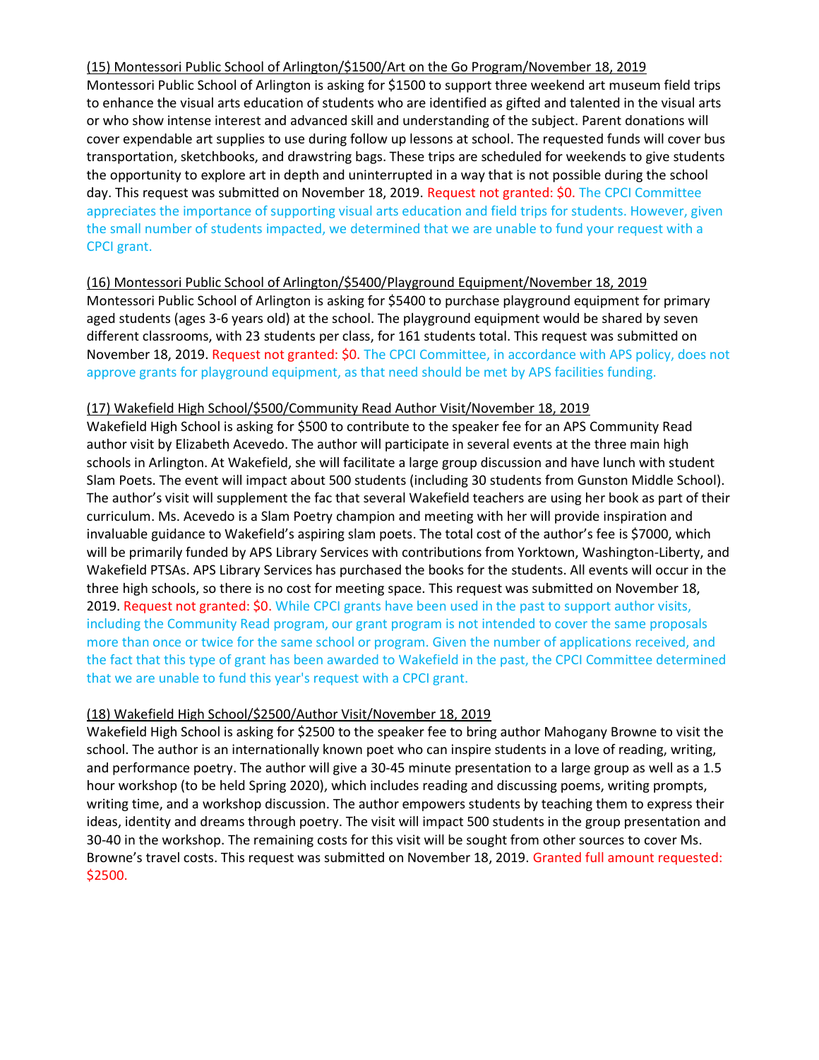(15) Montessori Public School of Arlington/$1500/Art on the Go Program/November 18, 2019

Montessori Public School of Arlington is asking for $1500 to support three weekend art museum field trips to enhance the visual arts education of students who are identified as gifted and talented in the visual arts or who show intense interest and advanced skill and understanding of the subject. Parent donations will cover expendable art supplies to use during follow up lessons at school. The requested funds will cover bus transportation, sketchbooks, and drawstring bags. These trips are scheduled for weekends to give students the opportunity to explore art in depth and uninterrupted in a way that is not possible during the school day. This request was submitted on November 18, 2019. Request not granted: $0. The CPCI Committee appreciates the importance of supporting visual arts education and field trips for students. However, given the small number of students impacted, we determined that we are unable to fund your request with a CPCI grant.

(16) Montessori Public School of Arlington/$5400/Playground Equipment/November 18, 2019

Montessori Public School of Arlington is asking for $5400 to purchase playground equipment for primary aged students (ages 3-6 years old) at the school. The playground equipment would be shared by seven different classrooms, with 23 students per class, for 161 students total. This request was submitted on November 18, 2019. Request not granted: $0. The CPCI Committee, in accordance with APS policy, does not approve grants for playground equipment, as that need should be met by APS facilities funding.

(17) Wakefield High School/$500/Community Read Author Visit/November 18, 2019

Wakefield High School is asking for $500 to contribute to the speaker fee for an APS Community Read author visit by Elizabeth Acevedo. The author will participate in several events at the three main high schools in Arlington. At Wakefield, she will facilitate a large group discussion and have lunch with student Slam Poets. The event will impact about 500 students (including 30 students from Gunston Middle School). The author's visit will supplement the fac that several Wakefield teachers are using her book as part of their curriculum. Ms. Acevedo is a Slam Poetry champion and meeting with her will provide inspiration and invaluable guidance to Wakefield's aspiring slam poets. The total cost of the author's fee is $7000, which will be primarily funded by APS Library Services with contributions from Yorktown, Washington-Liberty, and Wakefield PTSAs. APS Library Services has purchased the books for the students. All events will occur in the three high schools, so there is no cost for meeting space. This request was submitted on November 18, 2019. Request not granted: $0. While CPCI grants have been used in the past to support author visits, including the Community Read program, our grant program is not intended to cover the same proposals more than once or twice for the same school or program. Given the number of applications received, and the fact that this type of grant has been awarded to Wakefield in the past, the CPCI Committee determined that we are unable to fund this year's request with a CPCI grant.

(18) Wakefield High School/$2500/Author Visit/November 18, 2019

Wakefield High School is asking for $2500 to the speaker fee to bring author Mahogany Browne to visit the school. The author is an internationally known poet who can inspire students in a love of reading, writing, and performance poetry. The author will give a 30-45 minute presentation to a large group as well as a 1.5 hour workshop (to be held Spring 2020), which includes reading and discussing poems, writing prompts, writing time, and a workshop discussion. The author empowers students by teaching them to express their ideas, identity and dreams through poetry. The visit will impact 500 students in the group presentation and 30-40 in the workshop. The remaining costs for this visit will be sought from other sources to cover Ms. Browne's travel costs. This request was submitted on November 18, 2019. Granted full amount requested: $2500.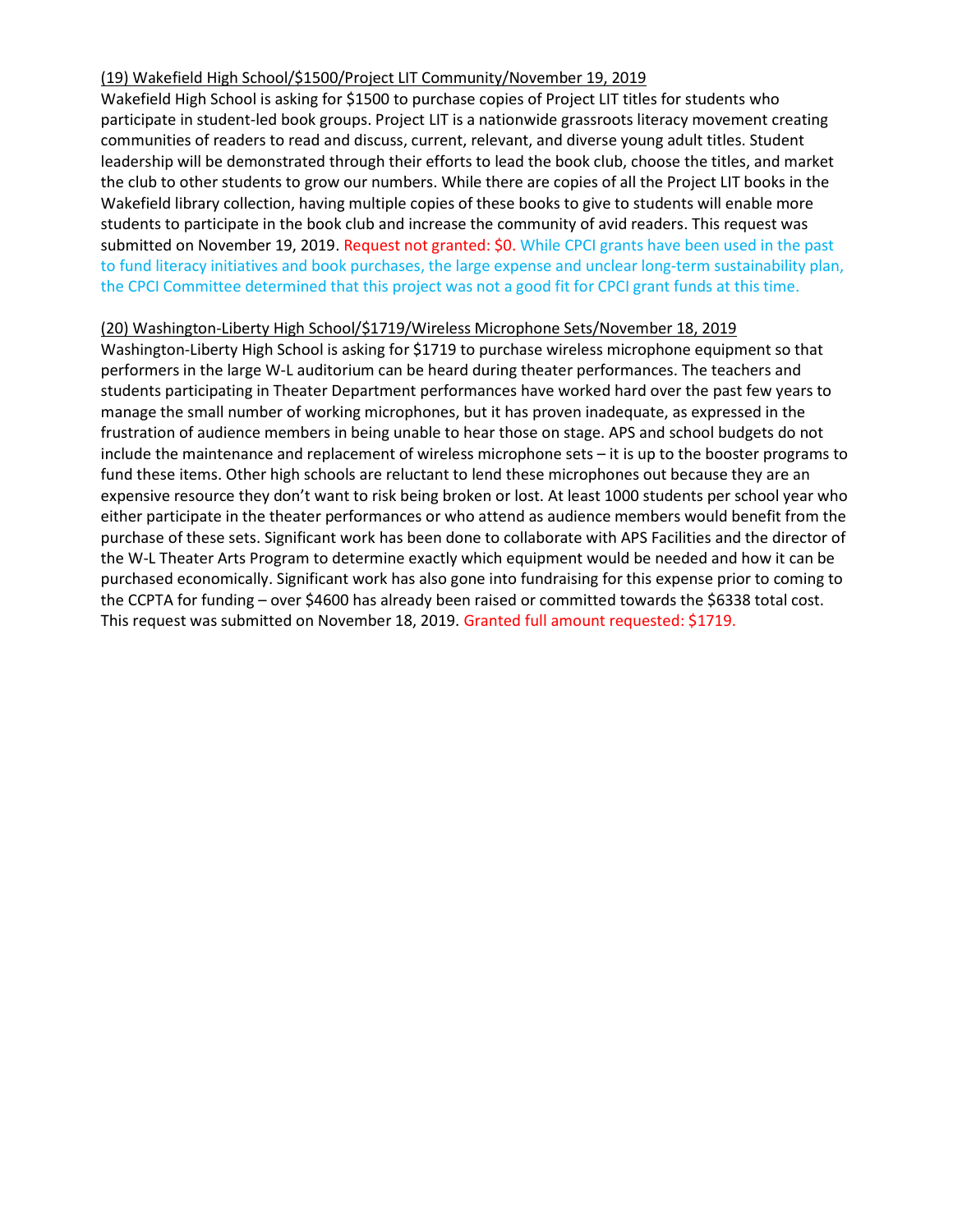<u>(19) Wakefield High School/$1500/Project LIT Community/November 19, 2019</u>

Wakefield High School is asking for $1500 to purchase copies of Project LIT titles for students who participate in student-led book groups. Project LIT is a nationwide grassroots literacy movement creating communities of readers to read and discuss, current, relevant, and diverse young adult titles. Student leadership will be demonstrated through their efforts to lead the book club, choose the titles, and market the club to other students to grow our numbers. While there are copies of all the Project LIT books in the Wakefield library collection, having multiple copies of these books to give to students will enable more students to participate in the book club and increase the community of avid readers. This request was submitted on November 19, 2019. Request not granted: $0. While CPCI grants have been used in the past to fund literacy initiatives and book purchases, the large expense and unclear long-term sustainability plan, the CPCI Committee determined that this project was not a good fit for CPCI grant funds at this time.

<u>(20) Washington-Liberty High School/$1719/Wireless Microphone Sets/November 18, 2019</u>

Washington-Liberty High School is asking for $1719 to purchase wireless microphone equipment so that performers in the large W-L auditorium can be heard during theater performances. The teachers and students participating in Theater Department performances have worked hard over the past few years to manage the small number of working microphones, but it has proven inadequate, as expressed in the frustration of audience members in being unable to hear those on stage. APS and school budgets do not include the maintenance and replacement of wireless microphone sets – it is up to the booster programs to fund these items. Other high schools are reluctant to lend these microphones out because they are an expensive resource they don't want to risk being broken or lost. At least 1000 students per school year who either participate in the theater performances or who attend as audience members would benefit from the purchase of these sets. Significant work has been done to collaborate with APS Facilities and the director of the W-L Theater Arts Program to determine exactly which equipment would be needed and how it can be purchased economically. Significant work has also gone into fundraising for this expense prior to coming to the CCPTA for funding – over $4600 has already been raised or committed towards the $6338 total cost. This request was submitted on November 18, 2019. Granted full amount requested: $1719.